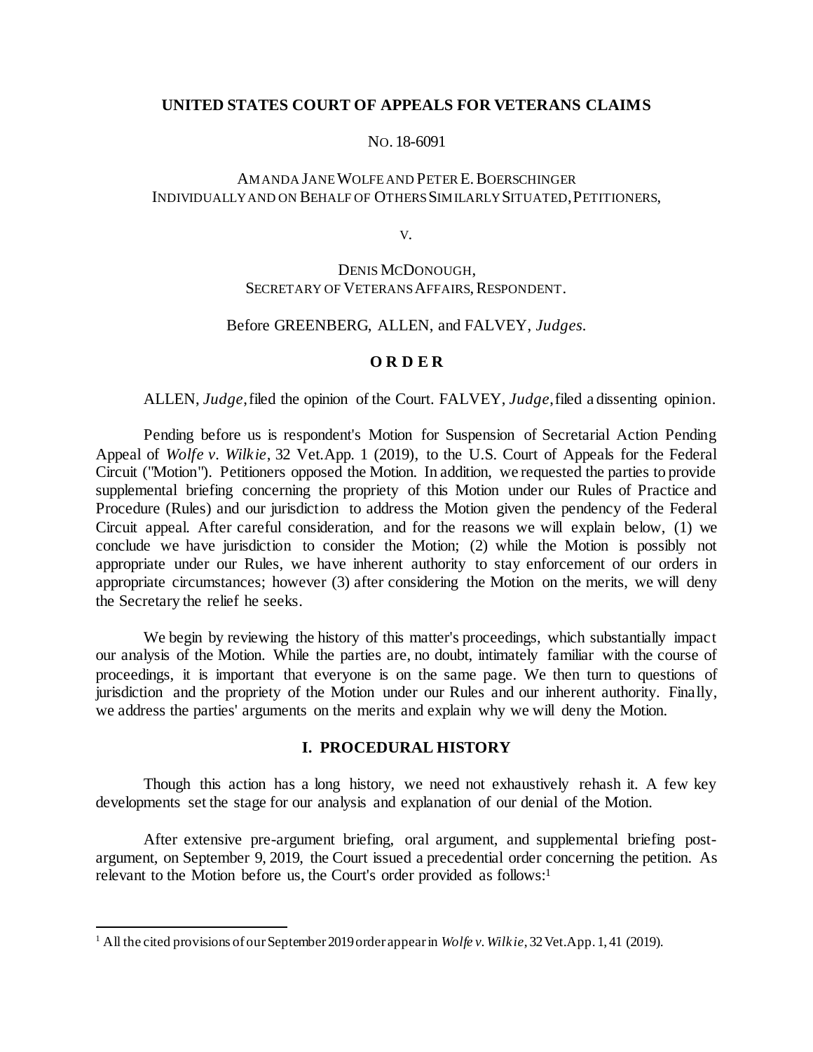**UNITED STATES COURT OF APPEALS FOR VETERANS CLAIMS**

NO. 18-6091

AMANDA JANE WOLFE AND PETER E. BOERSCHINGER
INDIVIDUALLY AND ON BEHALF OF OTHERS SIMILARLY SITUATED, PETITIONERS,

V.

DENIS MCDONOUGH,
SECRETARY OF VETERANS AFFAIRS, RESPONDENT.

Before GREENBERG, ALLEN, and FALVEY, *Judges*.

**O R D E R**

ALLEN, *Judge*, filed the opinion of the Court. FALVEY, *Judge*, filed a dissenting opinion.

Pending before us is respondent's Motion for Suspension of Secretarial Action Pending Appeal of *Wolfe v. Wilkie*, 32 Vet.App. 1 (2019), to the U.S. Court of Appeals for the Federal Circuit ("Motion"). Petitioners opposed the Motion. In addition, we requested the parties to provide supplemental briefing concerning the propriety of this Motion under our Rules of Practice and Procedure (Rules) and our jurisdiction to address the Motion given the pendency of the Federal Circuit appeal. After careful consideration, and for the reasons we will explain below, (1) we conclude we have jurisdiction to consider the Motion; (2) while the Motion is possibly not appropriate under our Rules, we have inherent authority to stay enforcement of our orders in appropriate circumstances; however (3) after considering the Motion on the merits, we will deny the Secretary the relief he seeks.

We begin by reviewing the history of this matter's proceedings, which substantially impact our analysis of the Motion. While the parties are, no doubt, intimately familiar with the course of proceedings, it is important that everyone is on the same page. We then turn to questions of jurisdiction and the propriety of the Motion under our Rules and our inherent authority. Finally, we address the parties' arguments on the merits and explain why we will deny the Motion.

## I. PROCEDURAL HISTORY

Though this action has a long history, we need not exhaustively rehash it. A few key developments set the stage for our analysis and explanation of our denial of the Motion.

After extensive pre-argument briefing, oral argument, and supplemental briefing post-argument, on September 9, 2019, the Court issued a precedential order concerning the petition. As relevant to the Motion before us, the Court's order provided as follows:[1]

[1] All the cited provisions of our September 2019 order appear in *Wolfe v. Wilkie*, 32 Vet.App. 1, 41 (2019).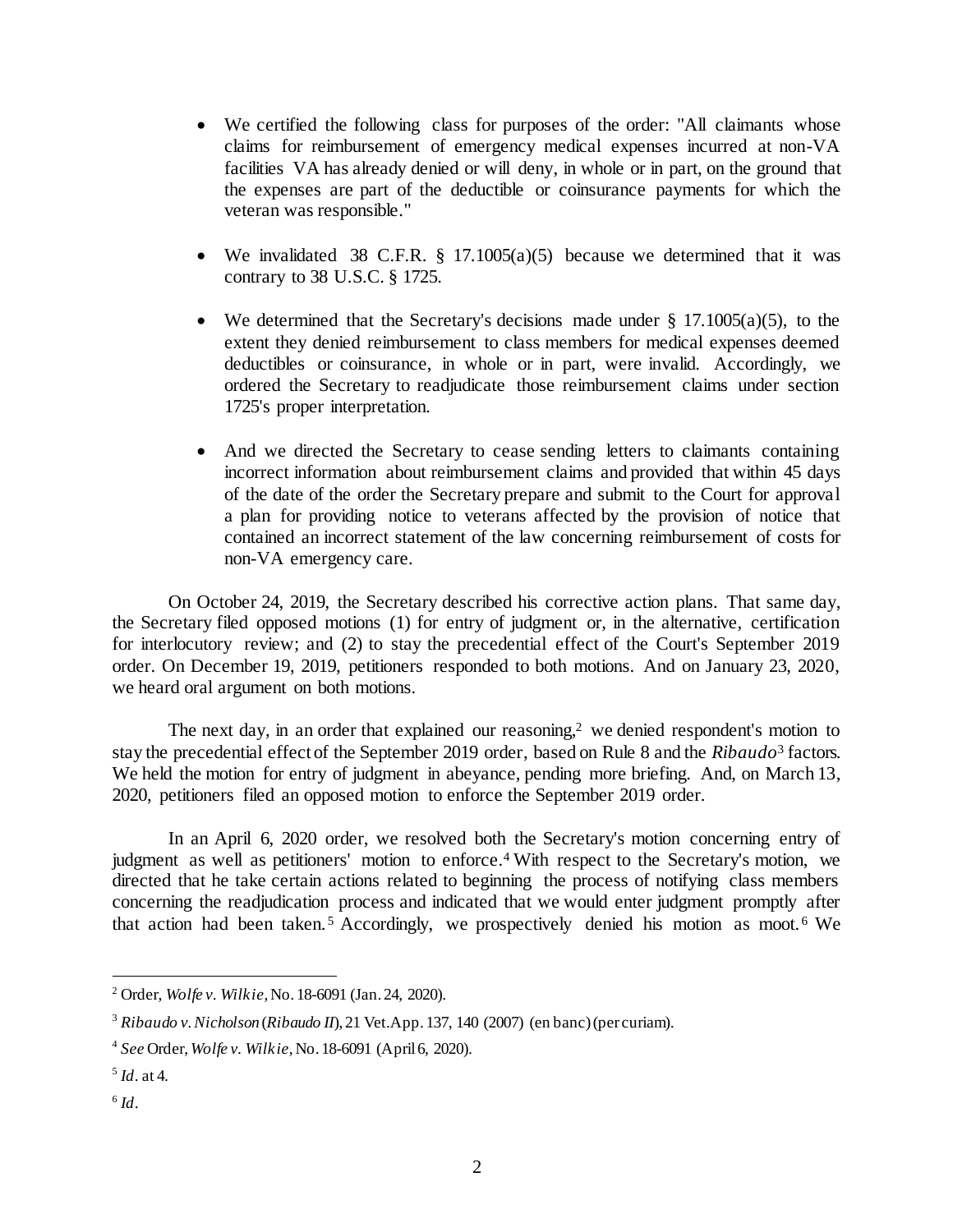- We certified the following class for purposes of the order: "All claimants whose claims for reimbursement of emergency medical expenses incurred at non-VA facilities VA has already denied or will deny, in whole or in part, on the ground that the expenses are part of the deductible or coinsurance payments for which the veteran was responsible."

- We invalidated 38 C.F.R. § 17.1005(a)(5) because we determined that it was contrary to 38 U.S.C. § 1725.

- We determined that the Secretary's decisions made under § 17.1005(a)(5), to the extent they denied reimbursement to class members for medical expenses deemed deductibles or coinsurance, in whole or in part, were invalid. Accordingly, we ordered the Secretary to readjudicate those reimbursement claims under section 1725's proper interpretation.

- And we directed the Secretary to cease sending letters to claimants containing incorrect information about reimbursement claims and provided that within 45 days of the date of the order the Secretary prepare and submit to the Court for approval a plan for providing notice to veterans affected by the provision of notice that contained an incorrect statement of the law concerning reimbursement of costs for non-VA emergency care.

On October 24, 2019, the Secretary described his corrective action plans. That same day, the Secretary filed opposed motions (1) for entry of judgment or, in the alternative, certification for interlocutory review; and (2) to stay the precedential effect of the Court's September 2019 order. On December 19, 2019, petitioners responded to both motions. And on January 23, 2020, we heard oral argument on both motions.

The next day, in an order that explained our reasoning,[2] we denied respondent's motion to stay the precedential effect of the September 2019 order, based on Rule 8 and the *Ribaudo*[3] factors. We held the motion for entry of judgment in abeyance, pending more briefing. And, on March 13, 2020, petitioners filed an opposed motion to enforce the September 2019 order.

In an April 6, 2020 order, we resolved both the Secretary's motion concerning entry of judgment as well as petitioners' motion to enforce.[4] With respect to the Secretary's motion, we directed that he take certain actions related to beginning the process of notifying class members concerning the readjudication process and indicated that we would enter judgment promptly after that action had been taken.[5] Accordingly, we prospectively denied his motion as moot.[6] We

---

[2] Order, *Wolfe v. Wilkie*, No. 18-6091 (Jan. 24, 2020).

[3] *Ribaudo v. Nicholson* (*Ribaudo II*), 21 Vet.App. 137, 140 (2007) (en banc) (per curiam).

[4] *See* Order, *Wolfe v. Wilkie*, No. 18-6091 (April 6, 2020).

[5] *Id*. at 4.

[6] *Id*.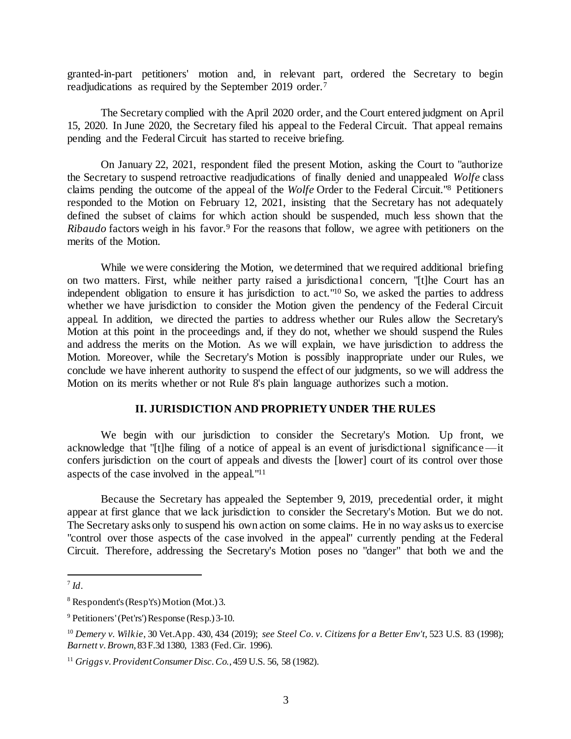granted-in-part petitioners' motion and, in relevant part, ordered the Secretary to begin readjudications as required by the September 2019 order.[7]

The Secretary complied with the April 2020 order, and the Court entered judgment on April 15, 2020. In June 2020, the Secretary filed his appeal to the Federal Circuit. That appeal remains pending and the Federal Circuit has started to receive briefing.

On January 22, 2021, respondent filed the present Motion, asking the Court to "authorize the Secretary to suspend retroactive readjudications of finally denied and unappealed *Wolfe* class claims pending the outcome of the appeal of the *Wolfe* Order to the Federal Circuit."[8] Petitioners responded to the Motion on February 12, 2021, insisting that the Secretary has not adequately defined the subset of claims for which action should be suspended, much less shown that the *Ribaudo* factors weigh in his favor.[9] For the reasons that follow, we agree with petitioners on the merits of the Motion.

While we were considering the Motion, we determined that we required additional briefing on two matters. First, while neither party raised a jurisdictional concern, "[t]he Court has an independent obligation to ensure it has jurisdiction to act."[10] So, we asked the parties to address whether we have jurisdiction to consider the Motion given the pendency of the Federal Circuit appeal. In addition, we directed the parties to address whether our Rules allow the Secretary's Motion at this point in the proceedings and, if they do not, whether we should suspend the Rules and address the merits on the Motion. As we will explain, we have jurisdiction to address the Motion. Moreover, while the Secretary's Motion is possibly inappropriate under our Rules, we conclude we have inherent authority to suspend the effect of our judgments, so we will address the Motion on its merits whether or not Rule 8's plain language authorizes such a motion.

## II. JURISDICTION AND PROPRIETY UNDER THE RULES

We begin with our jurisdiction to consider the Secretary's Motion. Up front, we acknowledge that "[t]he filing of a notice of appeal is an event of jurisdictional significance—it confers jurisdiction on the court of appeals and divests the [lower] court of its control over those aspects of the case involved in the appeal."[11]

Because the Secretary has appealed the September 9, 2019, precedential order, it might appear at first glance that we lack jurisdiction to consider the Secretary's Motion. But we do not. The Secretary asks only to suspend his own action on some claims. He in no way asks us to exercise "control over those aspects of the case involved in the appeal" currently pending at the Federal Circuit. Therefore, addressing the Secretary's Motion poses no "danger" that both we and the

---

[7] *Id.*

[8] Respondent's (Resp't's) Motion (Mot.) 3.

[9] Petitioners' (Pet'rs') Response (Resp.) 3-10.

[10] *Demery v. Wilkie*, 30 Vet.App. 430, 434 (2019); *see Steel Co. v. Citizens for a Better Env't*, 523 U.S. 83 (1998); *Barnett v. Brown*, 83 F.3d 1380, 1383 (Fed. Cir. 1996).

[11] *Griggs v. Provident Consumer Disc. Co.*, 459 U.S. 56, 58 (1982).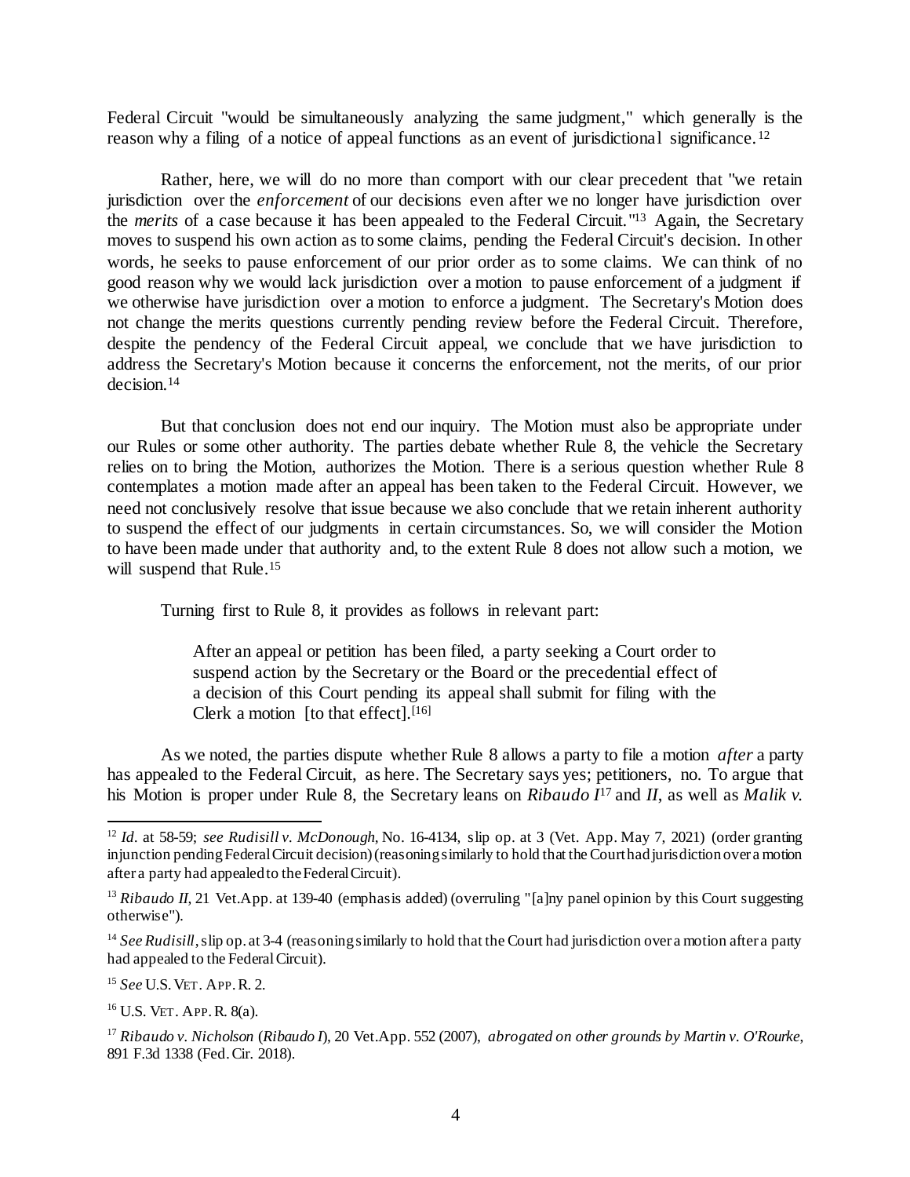Federal Circuit "would be simultaneously analyzing the same judgment," which generally is the reason why a filing of a notice of appeal functions as an event of jurisdictional significance.[12]

Rather, here, we will do no more than comport with our clear precedent that "we retain jurisdiction over the *enforcement* of our decisions even after we no longer have jurisdiction over the *merits* of a case because it has been appealed to the Federal Circuit."[13] Again, the Secretary moves to suspend his own action as to some claims, pending the Federal Circuit's decision. In other words, he seeks to pause enforcement of our prior order as to some claims. We can think of no good reason why we would lack jurisdiction over a motion to pause enforcement of a judgment if we otherwise have jurisdiction over a motion to enforce a judgment. The Secretary's Motion does not change the merits questions currently pending review before the Federal Circuit. Therefore, despite the pendency of the Federal Circuit appeal, we conclude that we have jurisdiction to address the Secretary's Motion because it concerns the enforcement, not the merits, of our prior decision.[14]

But that conclusion does not end our inquiry. The Motion must also be appropriate under our Rules or some other authority. The parties debate whether Rule 8, the vehicle the Secretary relies on to bring the Motion, authorizes the Motion. There is a serious question whether Rule 8 contemplates a motion made after an appeal has been taken to the Federal Circuit. However, we need not conclusively resolve that issue because we also conclude that we retain inherent authority to suspend the effect of our judgments in certain circumstances. So, we will consider the Motion to have been made under that authority and, to the extent Rule 8 does not allow such a motion, we will suspend that Rule.[15]

Turning first to Rule 8, it provides as follows in relevant part:

> After an appeal or petition has been filed, a party seeking a Court order to suspend action by the Secretary or the Board or the precedential effect of a decision of this Court pending its appeal shall submit for filing with the Clerk a motion [to that effect].[16]

As we noted, the parties dispute whether Rule 8 allows a party to file a motion *after* a party has appealed to the Federal Circuit, as here. The Secretary says yes; petitioners, no. To argue that his Motion is proper under Rule 8, the Secretary leans on *Ribaudo I*[17] and *II*, as well as *Malik v.*

---

[12] *Id.* at 58-59; *see Rudisill v. McDonough*, No. 16-4134, slip op. at 3 (Vet. App. May 7, 2021) (order granting injunction pending Federal Circuit decision) (reasoning similarly to hold that the Court had jurisdiction over a motion after a party had appealed to the Federal Circuit).

[13] *Ribaudo II*, 21 Vet.App. at 139-40 (emphasis added) (overruling "[a]ny panel opinion by this Court suggesting otherwise").

[14] *See Rudisill*, slip op. at 3-4 (reasoning similarly to hold that the Court had jurisdiction over a motion after a party had appealed to the Federal Circuit).

[15] *See* U.S. VET. APP. R. 2.

[16] U.S. VET. APP. R. 8(a).

[17] *Ribaudo v. Nicholson* (*Ribaudo I*), 20 Vet.App. 552 (2007), *abrogated on other grounds by Martin v. O'Rourke*, 891 F.3d 1338 (Fed. Cir. 2018).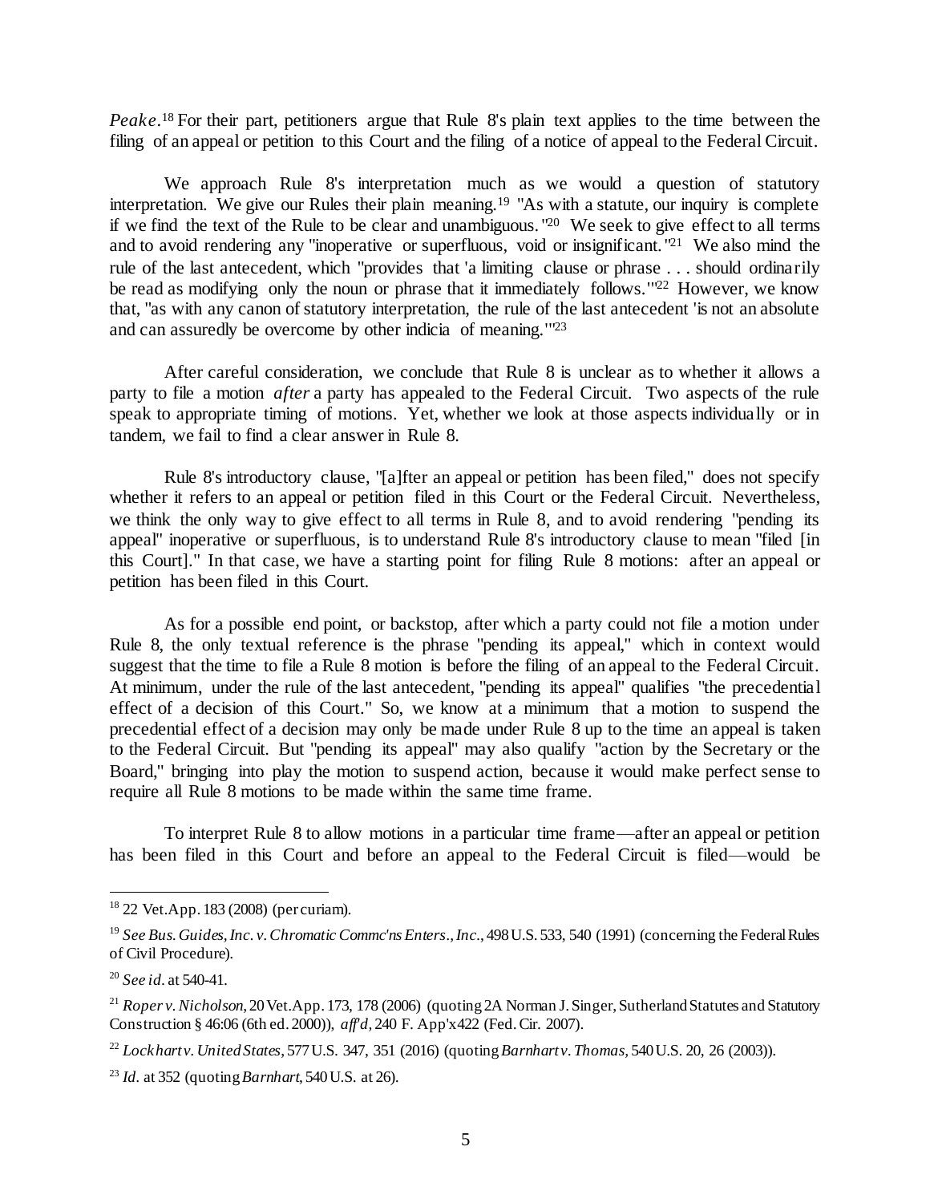*Peake*.[18] For their part, petitioners argue that Rule 8's plain text applies to the time between the filing of an appeal or petition to this Court and the filing of a notice of appeal to the Federal Circuit.

We approach Rule 8's interpretation much as we would a question of statutory interpretation. We give our Rules their plain meaning.[19] "As with a statute, our inquiry is complete if we find the text of the Rule to be clear and unambiguous."[20] We seek to give effect to all terms and to avoid rendering any "inoperative or superfluous, void or insignificant."[21] We also mind the rule of the last antecedent, which "provides that 'a limiting clause or phrase . . . should ordinarily be read as modifying only the noun or phrase that it immediately follows.'"[22] However, we know that, "as with any canon of statutory interpretation, the rule of the last antecedent 'is not an absolute and can assuredly be overcome by other indicia of meaning.'"[23]

After careful consideration, we conclude that Rule 8 is unclear as to whether it allows a party to file a motion *after* a party has appealed to the Federal Circuit. Two aspects of the rule speak to appropriate timing of motions. Yet, whether we look at those aspects individually or in tandem, we fail to find a clear answer in Rule 8.

Rule 8's introductory clause, "[a]fter an appeal or petition has been filed," does not specify whether it refers to an appeal or petition filed in this Court or the Federal Circuit. Nevertheless, we think the only way to give effect to all terms in Rule 8, and to avoid rendering "pending its appeal" inoperative or superfluous, is to understand Rule 8's introductory clause to mean "filed [in this Court]." In that case, we have a starting point for filing Rule 8 motions: after an appeal or petition has been filed in this Court.

As for a possible end point, or backstop, after which a party could not file a motion under Rule 8, the only textual reference is the phrase "pending its appeal," which in context would suggest that the time to file a Rule 8 motion is before the filing of an appeal to the Federal Circuit. At minimum, under the rule of the last antecedent, "pending its appeal" qualifies "the precedential effect of a decision of this Court." So, we know at a minimum that a motion to suspend the precedential effect of a decision may only be made under Rule 8 up to the time an appeal is taken to the Federal Circuit. But "pending its appeal" may also qualify "action by the Secretary or the Board," bringing into play the motion to suspend action, because it would make perfect sense to require all Rule 8 motions to be made within the same time frame.

To interpret Rule 8 to allow motions in a particular time frame—after an appeal or petition has been filed in this Court and before an appeal to the Federal Circuit is filed—would be

---

[18] 22 Vet.App. 183 (2008) (per curiam).

[19] *See Bus. Guides, Inc. v. Chromatic Commc'ns Enters., Inc.*, 498 U.S. 533, 540 (1991) (concerning the Federal Rules of Civil Procedure).

[20] *See id.* at 540-41.

[21] *Roper v. Nicholson*, 20 Vet.App. 173, 178 (2006) (quoting 2A Norman J. Singer, Sutherland Statutes and Statutory Construction § 46:06 (6th ed. 2000)), *aff'd*, 240 F. App'x 422 (Fed. Cir. 2007).

[22] *Lockhart v. United States*, 577 U.S. 347, 351 (2016) (quoting *Barnhart v. Thomas*, 540 U.S. 20, 26 (2003)).

[23] *Id.* at 352 (quoting *Barnhart*, 540 U.S. at 26).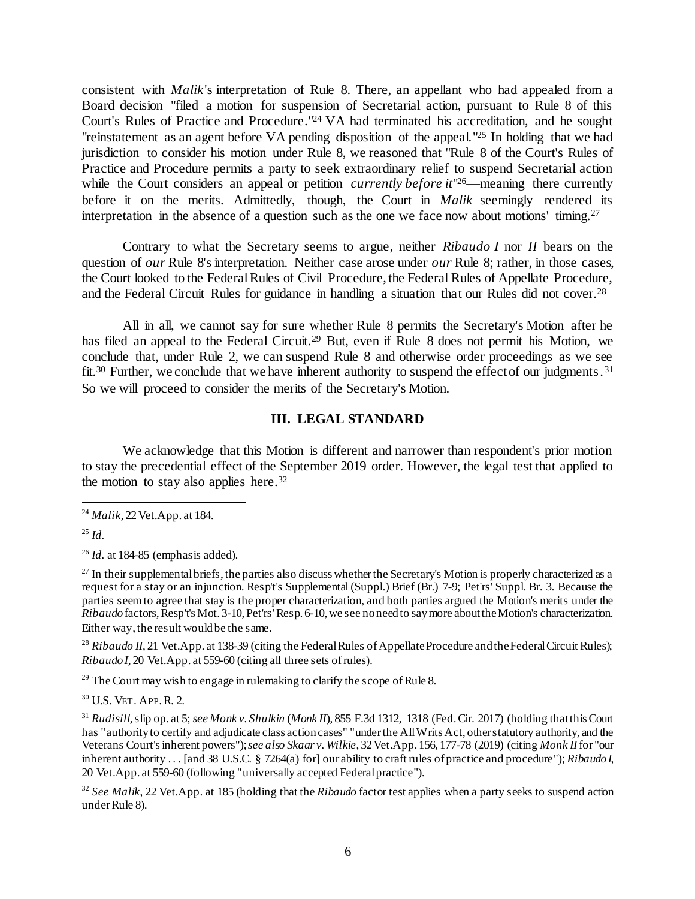consistent with *Malik*'s interpretation of Rule 8. There, an appellant who had appealed from a Board decision "filed a motion for suspension of Secretarial action, pursuant to Rule 8 of this Court's Rules of Practice and Procedure."[24] VA had terminated his accreditation, and he sought "reinstatement as an agent before VA pending disposition of the appeal."[25] In holding that we had jurisdiction to consider his motion under Rule 8, we reasoned that "Rule 8 of the Court's Rules of Practice and Procedure permits a party to seek extraordinary relief to suspend Secretarial action while the Court considers an appeal or petition *currently before it*"[26]—meaning there currently before it on the merits. Admittedly, though, the Court in *Malik* seemingly rendered its interpretation in the absence of a question such as the one we face now about motions' timing.[27]

Contrary to what the Secretary seems to argue, neither *Ribaudo I* nor *II* bears on the question of *our* Rule 8's interpretation. Neither case arose under *our* Rule 8; rather, in those cases, the Court looked to the Federal Rules of Civil Procedure, the Federal Rules of Appellate Procedure, and the Federal Circuit Rules for guidance in handling a situation that our Rules did not cover.[28]

All in all, we cannot say for sure whether Rule 8 permits the Secretary's Motion after he has filed an appeal to the Federal Circuit.[29] But, even if Rule 8 does not permit his Motion, we conclude that, under Rule 2, we can suspend Rule 8 and otherwise order proceedings as we see fit.[30] Further, we conclude that we have inherent authority to suspend the effect of our judgments.[31] So we will proceed to consider the merits of the Secretary's Motion.

## III. LEGAL STANDARD

We acknowledge that this Motion is different and narrower than respondent's prior motion to stay the precedential effect of the September 2019 order. However, the legal test that applied to the motion to stay also applies here.[32]

---

[24] *Malik*, 22 Vet.App. at 184.

[25] *Id*.

[26] *Id*. at 184-85 (emphasis added).

[27] In their supplemental briefs, the parties also discuss whether the Secretary's Motion is properly characterized as a request for a stay or an injunction. Resp't's Supplemental (Suppl.) Brief (Br.) 7-9; Pet'rs' Suppl. Br. 3. Because the parties seem to agree that stay is the proper characterization, and both parties argued the Motion's merits under the *Ribaudo* factors, Resp't's Mot. 3-10, Pet'rs' Resp. 6-10, we see no need to say more about the Motion's characterization. Either way, the result would be the same.

[28] *Ribaudo II*, 21 Vet.App. at 138-39 (citing the Federal Rules of Appellate Procedure and the Federal Circuit Rules); *Ribaudo I*, 20 Vet.App. at 559-60 (citing all three sets of rules).

[29] The Court may wish to engage in rulemaking to clarify the scope of Rule 8.

[30] U.S. VET. APP. R. 2.

[31] *Rudisill*, slip op. at 5; *see Monk v. Shulkin* (*Monk II*), 855 F.3d 1312, 1318 (Fed. Cir. 2017) (holding that this Court has "authority to certify and adjudicate class action cases" "under the All Writs Act, other statutory authority, and the Veterans Court's inherent powers"); *see also Skaar v. Wilkie*, 32 Vet.App. 156, 177-78 (2019) (citing *Monk II* for "our inherent authority . . . [and 38 U.S.C. § 7264(a) for] our ability to craft rules of practice and procedure"); *Ribaudo I*, 20 Vet.App. at 559-60 (following "universally accepted Federal practice").

[32] *See Malik*, 22 Vet.App. at 185 (holding that the *Ribaudo* factor test applies when a party seeks to suspend action under Rule 8).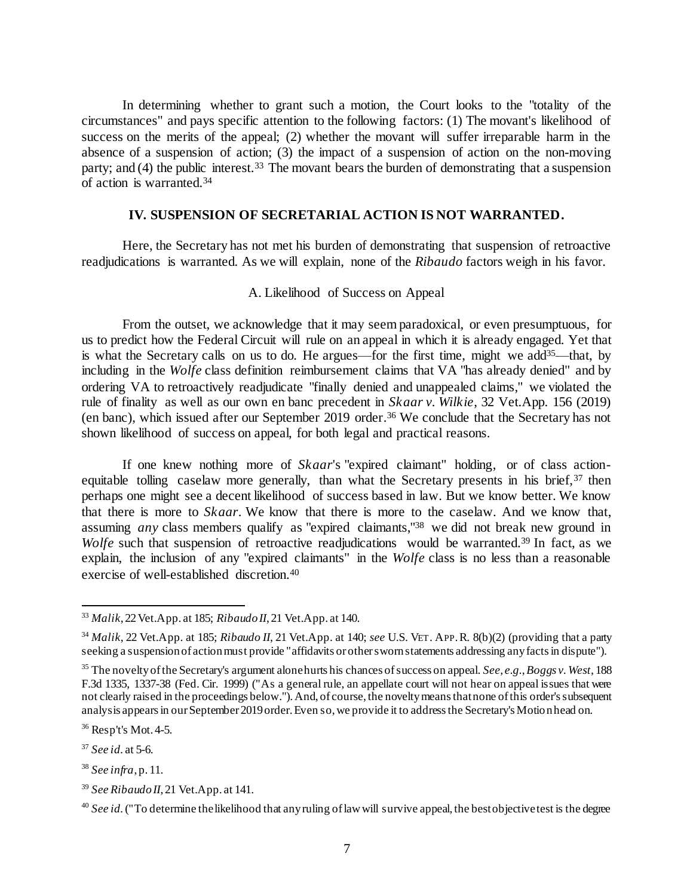In determining whether to grant such a motion, the Court looks to the "totality of the circumstances" and pays specific attention to the following factors: (1) The movant's likelihood of success on the merits of the appeal; (2) whether the movant will suffer irreparable harm in the absence of a suspension of action; (3) the impact of a suspension of action on the non-moving party; and (4) the public interest.[33] The movant bears the burden of demonstrating that a suspension of action is warranted.[34]

## IV. SUSPENSION OF SECRETARIAL ACTION IS NOT WARRANTED.

Here, the Secretary has not met his burden of demonstrating that suspension of retroactive readjudications is warranted. As we will explain, none of the *Ribaudo* factors weigh in his favor.

### A. Likelihood of Success on Appeal

From the outset, we acknowledge that it may seem paradoxical, or even presumptuous, for us to predict how the Federal Circuit will rule on an appeal in which it is already engaged. Yet that is what the Secretary calls on us to do. He argues—for the first time, might we add[35]—that, by including in the *Wolfe* class definition reimbursement claims that VA "has already denied" and by ordering VA to retroactively readjudicate "finally denied and unappealed claims," we violated the rule of finality as well as our own en banc precedent in *Skaar v. Wilkie*, 32 Vet.App. 156 (2019) (en banc), which issued after our September 2019 order.[36] We conclude that the Secretary has not shown likelihood of success on appeal, for both legal and practical reasons.

If one knew nothing more of *Skaar*'s "expired claimant" holding, or of class action-equitable tolling caselaw more generally, than what the Secretary presents in his brief,[37] then perhaps one might see a decent likelihood of success based in law. But we know better. We know that there is more to *Skaar*. We know that there is more to the caselaw. And we know that, assuming *any* class members qualify as "expired claimants,"[38] we did not break new ground in *Wolfe* such that suspension of retroactive readjudications would be warranted.[39] In fact, as we explain, the inclusion of any "expired claimants" in the *Wolfe* class is no less than a reasonable exercise of well-established discretion.[40]

---

[33] *Malik*, 22 Vet.App. at 185; *Ribaudo II*, 21 Vet.App. at 140.

[34] *Malik*, 22 Vet.App. at 185; *Ribaudo II*, 21 Vet.App. at 140; *see* U.S. VET. APP. R. 8(b)(2) (providing that a party seeking a suspension of action must provide "affidavits or other sworn statements addressing any facts in dispute").

[35] The novelty of the Secretary's argument alone hurts his chances of success on appeal. *See, e.g.*, *Boggs v. West*, 188 F.3d 1335, 1337-38 (Fed. Cir. 1999) ("As a general rule, an appellate court will not hear on appeal issues that were not clearly raised in the proceedings below."). And, of course, the novelty means that none of this order's subsequent analysis appears in our September 2019 order. Even so, we provide it to address the Secretary's Motion head on.

[36] Resp't's Mot. 4-5.

[37] *See id.* at 5-6.

[38] *See infra*, p. 11.

[39] *See Ribaudo II*, 21 Vet.App. at 141.

[40] *See id.* ("To determine the likelihood that any ruling of law will survive appeal, the best objective test is the degree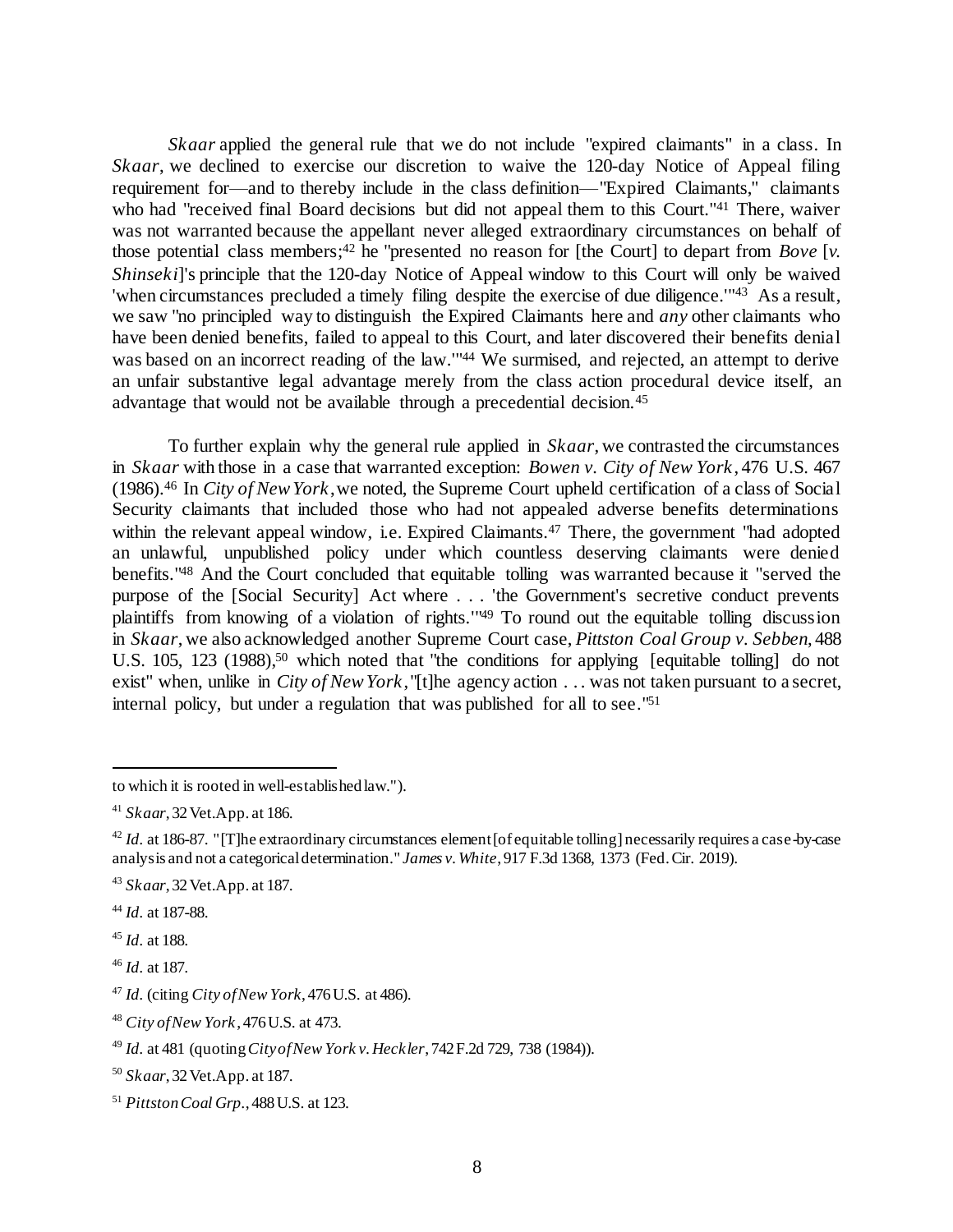*Skaar* applied the general rule that we do not include "expired claimants" in a class. In *Skaar*, we declined to exercise our discretion to waive the 120-day Notice of Appeal filing requirement for—and to thereby include in the class definition—"Expired Claimants," claimants who had "received final Board decisions but did not appeal them to this Court."[41] There, waiver was not warranted because the appellant never alleged extraordinary circumstances on behalf of those potential class members;[42] he "presented no reason for [the Court] to depart from *Bove* [*v. Shinseki*]'s principle that the 120-day Notice of Appeal window to this Court will only be waived 'when circumstances precluded a timely filing despite the exercise of due diligence.'"[43] As a result, we saw "no principled way to distinguish the Expired Claimants here and *any* other claimants who have been denied benefits, failed to appeal to this Court, and later discovered their benefits denial was based on an incorrect reading of the law.'"[44] We surmised, and rejected, an attempt to derive an unfair substantive legal advantage merely from the class action procedural device itself, an advantage that would not be available through a precedential decision.[45]

To further explain why the general rule applied in *Skaar*, we contrasted the circumstances in *Skaar* with those in a case that warranted exception: *Bowen v. City of New York*, 476 U.S. 467 (1986).[46] In *City of New York*, we noted, the Supreme Court upheld certification of a class of Social Security claimants that included those who had not appealed adverse benefits determinations within the relevant appeal window, i.e. Expired Claimants.[47] There, the government "had adopted an unlawful, unpublished policy under which countless deserving claimants were denied benefits."[48] And the Court concluded that equitable tolling was warranted because it "served the purpose of the [Social Security] Act where . . . 'the Government's secretive conduct prevents plaintiffs from knowing of a violation of rights.'"[49] To round out the equitable tolling discussion in *Skaar*, we also acknowledged another Supreme Court case, *Pittston Coal Group v. Sebben*, 488 U.S. 105, 123 (1988),[50] which noted that "the conditions for applying [equitable tolling] do not exist" when, unlike in *City of New York*, "[t]he agency action . . . was not taken pursuant to a secret, internal policy, but under a regulation that was published for all to see."[51]

---

to which it is rooted in well-established law.").

[41] *Skaar*, 32 Vet.App. at 186.

[42] *Id.* at 186-87. "[T]he extraordinary circumstances element [of equitable tolling] necessarily requires a case-by-case analysis and not a categorical determination." *James v. White*, 917 F.3d 1368, 1373 (Fed. Cir. 2019).

[43] *Skaar*, 32 Vet.App. at 187.

[44] *Id.* at 187-88.

[45] *Id.* at 188.

[46] *Id.* at 187.

[47] *Id.* (citing *City of New York*, 476 U.S. at 486).

[48] *City of New York*, 476 U.S. at 473.

[49] *Id.* at 481 (quoting *City of New York v. Heckler*, 742 F.2d 729, 738 (1984)).

[50] *Skaar*, 32 Vet.App. at 187.

[51] *Pittston Coal Grp.*, 488 U.S. at 123.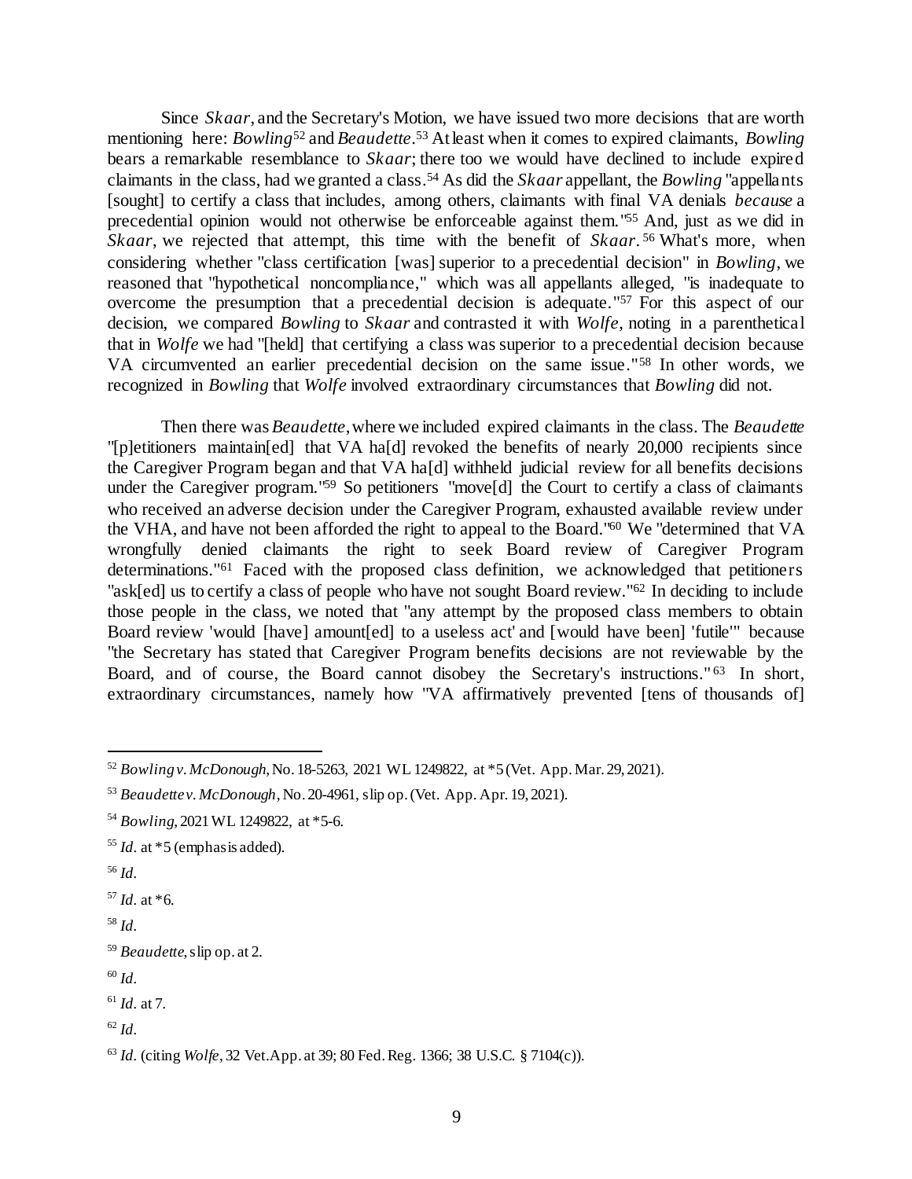Since *Skaar*, and the Secretary's Motion, we have issued two more decisions that are worth mentioning here: *Bowling*[52] and *Beaudette*.[53] At least when it comes to expired claimants, *Bowling* bears a remarkable resemblance to *Skaar*; there too we would have declined to include expired claimants in the class, had we granted a class.[54] As did the *Skaar* appellant, the *Bowling* "appellants [sought] to certify a class that includes, among others, claimants with final VA denials *because* a precedential opinion would not otherwise be enforceable against them."[55] And, just as we did in *Skaar*, we rejected that attempt, this time with the benefit of *Skaar*.[56] What's more, when considering whether "class certification [was] superior to a precedential decision" in *Bowling*, we reasoned that "hypothetical noncompliance," which was all appellants alleged, "is inadequate to overcome the presumption that a precedential decision is adequate."[57] For this aspect of our decision, we compared *Bowling* to *Skaar* and contrasted it with *Wolfe*, noting in a parenthetical that in *Wolfe* we had "[held] that certifying a class was superior to a precedential decision because VA circumvented an earlier precedential decision on the same issue."[58] In other words, we recognized in *Bowling* that *Wolfe* involved extraordinary circumstances that *Bowling* did not.

Then there was *Beaudette*, where we included expired claimants in the class. The *Beaudette* "[p]etitioners maintain[ed] that VA ha[d] revoked the benefits of nearly 20,000 recipients since the Caregiver Program began and that VA ha[d] withheld judicial review for all benefits decisions under the Caregiver program."[59] So petitioners "move[d] the Court to certify a class of claimants who received an adverse decision under the Caregiver Program, exhausted available review under the VHA, and have not been afforded the right to appeal to the Board."[60] We "determined that VA wrongfully denied claimants the right to seek Board review of Caregiver Program determinations."[61] Faced with the proposed class definition, we acknowledged that petitioners "ask[ed] us to certify a class of people who have not sought Board review."[62] In deciding to include those people in the class, we noted that "any attempt by the proposed class members to obtain Board review 'would [have] amount[ed] to a useless act' and [would have been] 'futile'" because "the Secretary has stated that Caregiver Program benefits decisions are not reviewable by the Board, and of course, the Board cannot disobey the Secretary's instructions."[63] In short, extraordinary circumstances, namely how "VA affirmatively prevented [tens of thousands of]

---

[52] *Bowling v. McDonough*, No. 18-5263, 2021 WL 1249822, at *5 (Vet. App. Mar. 29, 2021).

[53] *Beaudette v. McDonough*, No. 20-4961, slip op. (Vet. App. Apr. 19, 2021).

[54] *Bowling*, 2021 WL 1249822, at *5-6.

[55] *Id.* at *5 (emphasis added).

[56] *Id.*

[57] *Id.* at *6.

[58] *Id.*

[59] *Beaudette*, slip op. at 2.

[60] *Id.*

[61] *Id.* at 7.

[62] *Id.*

[63] *Id.* (citing *Wolfe*, 32 Vet.App. at 39; 80 Fed. Reg. 1366; 38 U.S.C. § 7104(c)).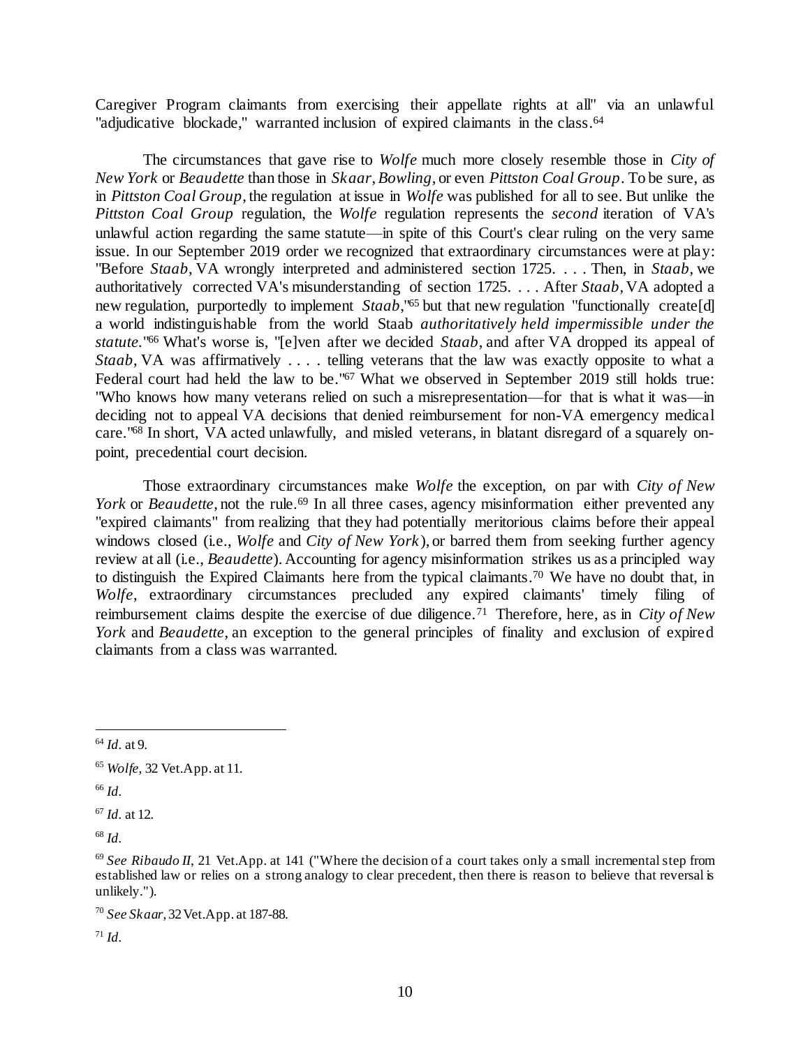Caregiver Program claimants from exercising their appellate rights at all" via an unlawful "adjudicative blockade," warranted inclusion of expired claimants in the class.[64]

The circumstances that gave rise to *Wolfe* much more closely resemble those in *City of New York* or *Beaudette* than those in *Skaar*, *Bowling*, or even *Pittston Coal Group*. To be sure, as in *Pittston Coal Group*, the regulation at issue in *Wolfe* was published for all to see. But unlike the *Pittston Coal Group* regulation, the *Wolfe* regulation represents the *second* iteration of VA's unlawful action regarding the same statute—in spite of this Court's clear ruling on the very same issue. In our September 2019 order we recognized that extraordinary circumstances were at play: "Before *Staab*, VA wrongly interpreted and administered section 1725. . . . Then, in *Staab*, we authoritatively corrected VA's misunderstanding of section 1725. . . . After *Staab*, VA adopted a new regulation, purportedly to implement *Staab*,"[65] but that new regulation "functionally create[d] a world indistinguishable from the world Staab *authoritatively held impermissible under the statute*."[66] What's worse is, "[e]ven after we decided *Staab*, and after VA dropped its appeal of *Staab*, VA was affirmatively . . . . telling veterans that the law was exactly opposite to what a Federal court had held the law to be."[67] What we observed in September 2019 still holds true: "Who knows how many veterans relied on such a misrepresentation—for that is what it was—in deciding not to appeal VA decisions that denied reimbursement for non-VA emergency medical care."[68] In short, VA acted unlawfully, and misled veterans, in blatant disregard of a squarely on-point, precedential court decision.

Those extraordinary circumstances make *Wolfe* the exception, on par with *City of New York* or *Beaudette*, not the rule.[69] In all three cases, agency misinformation either prevented any "expired claimants" from realizing that they had potentially meritorious claims before their appeal windows closed (i.e., *Wolfe* and *City of New York*), or barred them from seeking further agency review at all (i.e., *Beaudette*). Accounting for agency misinformation strikes us as a principled way to distinguish the Expired Claimants here from the typical claimants.[70] We have no doubt that, in *Wolfe*, extraordinary circumstances precluded any expired claimants' timely filing of reimbursement claims despite the exercise of due diligence.[71] Therefore, here, as in *City of New York* and *Beaudette*, an exception to the general principles of finality and exclusion of expired claimants from a class was warranted.

---

[64] *Id*. at 9.

[65] *Wolfe*, 32 Vet.App. at 11.

[66] *Id*.

[67] *Id*. at 12.

[68] *Id*.

[69] *See Ribaudo II*, 21 Vet.App. at 141 ("Where the decision of a court takes only a small incremental step from established law or relies on a strong analogy to clear precedent, then there is reason to believe that reversal is unlikely.").

[70] *See Skaar*, 32 Vet.App. at 187-88.

[71] *Id*.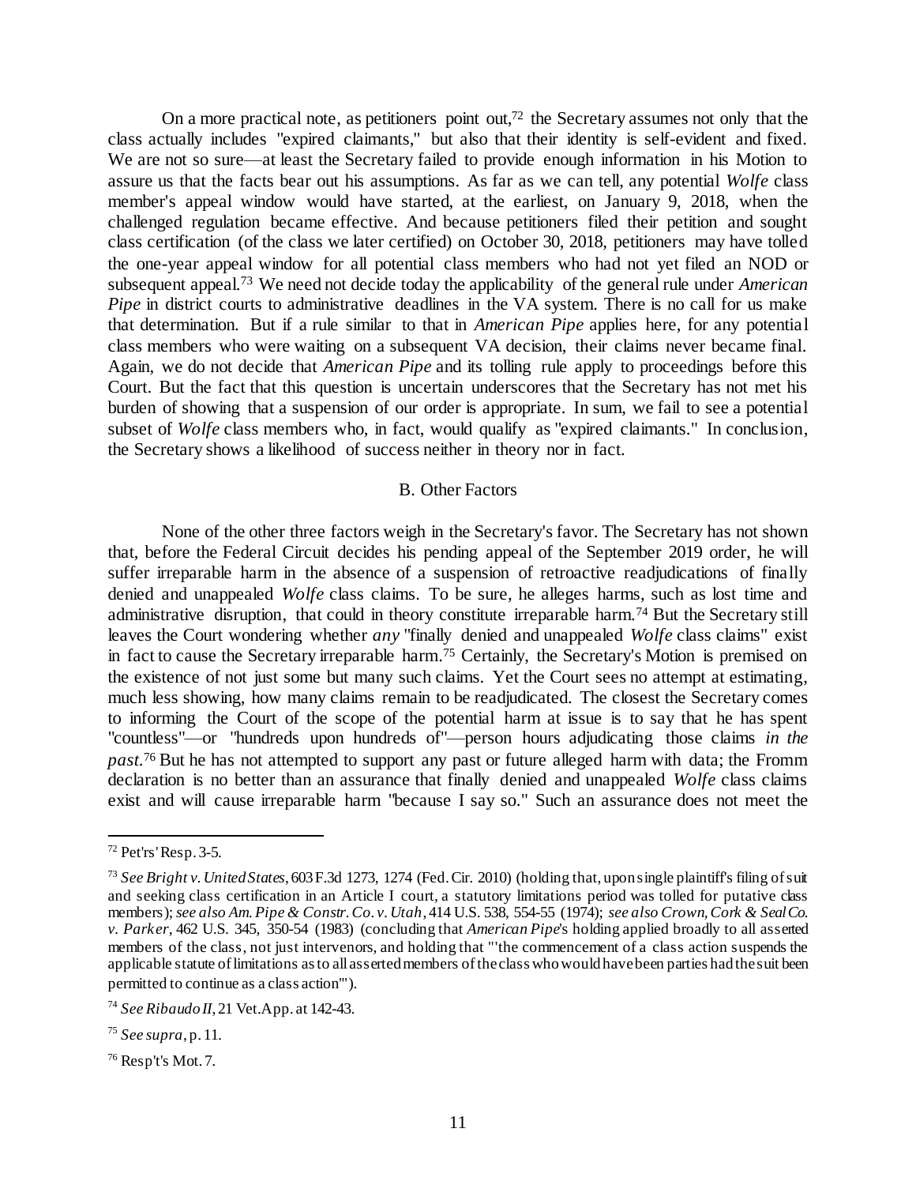On a more practical note, as petitioners point out,[72] the Secretary assumes not only that the class actually includes "expired claimants," but also that their identity is self-evident and fixed. We are not so sure—at least the Secretary failed to provide enough information in his Motion to assure us that the facts bear out his assumptions. As far as we can tell, any potential *Wolfe* class member's appeal window would have started, at the earliest, on January 9, 2018, when the challenged regulation became effective. And because petitioners filed their petition and sought class certification (of the class we later certified) on October 30, 2018, petitioners may have tolled the one-year appeal window for all potential class members who had not yet filed an NOD or subsequent appeal.[73] We need not decide today the applicability of the general rule under *American Pipe* in district courts to administrative deadlines in the VA system. There is no call for us make that determination. But if a rule similar to that in *American Pipe* applies here, for any potential class members who were waiting on a subsequent VA decision, their claims never became final. Again, we do not decide that *American Pipe* and its tolling rule apply to proceedings before this Court. But the fact that this question is uncertain underscores that the Secretary has not met his burden of showing that a suspension of our order is appropriate. In sum, we fail to see a potential subset of *Wolfe* class members who, in fact, would qualify as "expired claimants." In conclusion, the Secretary shows a likelihood of success neither in theory nor in fact.

### B. Other Factors

None of the other three factors weigh in the Secretary's favor. The Secretary has not shown that, before the Federal Circuit decides his pending appeal of the September 2019 order, he will suffer irreparable harm in the absence of a suspension of retroactive readjudications of finally denied and unappealed *Wolfe* class claims. To be sure, he alleges harms, such as lost time and administrative disruption, that could in theory constitute irreparable harm.[74] But the Secretary still leaves the Court wondering whether *any* "finally denied and unappealed *Wolfe* class claims" exist in fact to cause the Secretary irreparable harm.[75] Certainly, the Secretary's Motion is premised on the existence of not just some but many such claims. Yet the Court sees no attempt at estimating, much less showing, how many claims remain to be readjudicated. The closest the Secretary comes to informing the Court of the scope of the potential harm at issue is to say that he has spent "countless"—or "hundreds upon hundreds of"—person hours adjudicating those claims *in the past*.[76] But he has not attempted to support any past or future alleged harm with data; the Fromm declaration is no better than an assurance that finally denied and unappealed *Wolfe* class claims exist and will cause irreparable harm "because I say so." Such an assurance does not meet the

---

[72] Pet'rs' Resp. 3-5.

[73] *See Bright v. United States*, 603 F.3d 1273, 1274 (Fed. Cir. 2010) (holding that, upon single plaintiff's filing of suit and seeking class certification in an Article I court, a statutory limitations period was tolled for putative class members); *see also Am. Pipe & Constr. Co. v. Utah*, 414 U.S. 538, 554-55 (1974); *see also Crown, Cork & Seal Co. v. Parker*, 462 U.S. 345, 350-54 (1983) (concluding that *American Pipe*'s holding applied broadly to all asserted members of the class, not just intervenors, and holding that "'the commencement of a class action suspends the applicable statute of limitations as to all asserted members of the class who would have been parties had the suit been permitted to continue as a class action'").

[74] *See Ribaudo II*, 21 Vet.App. at 142-43.

[75] *See supra*, p. 11.

[76] Resp't's Mot. 7.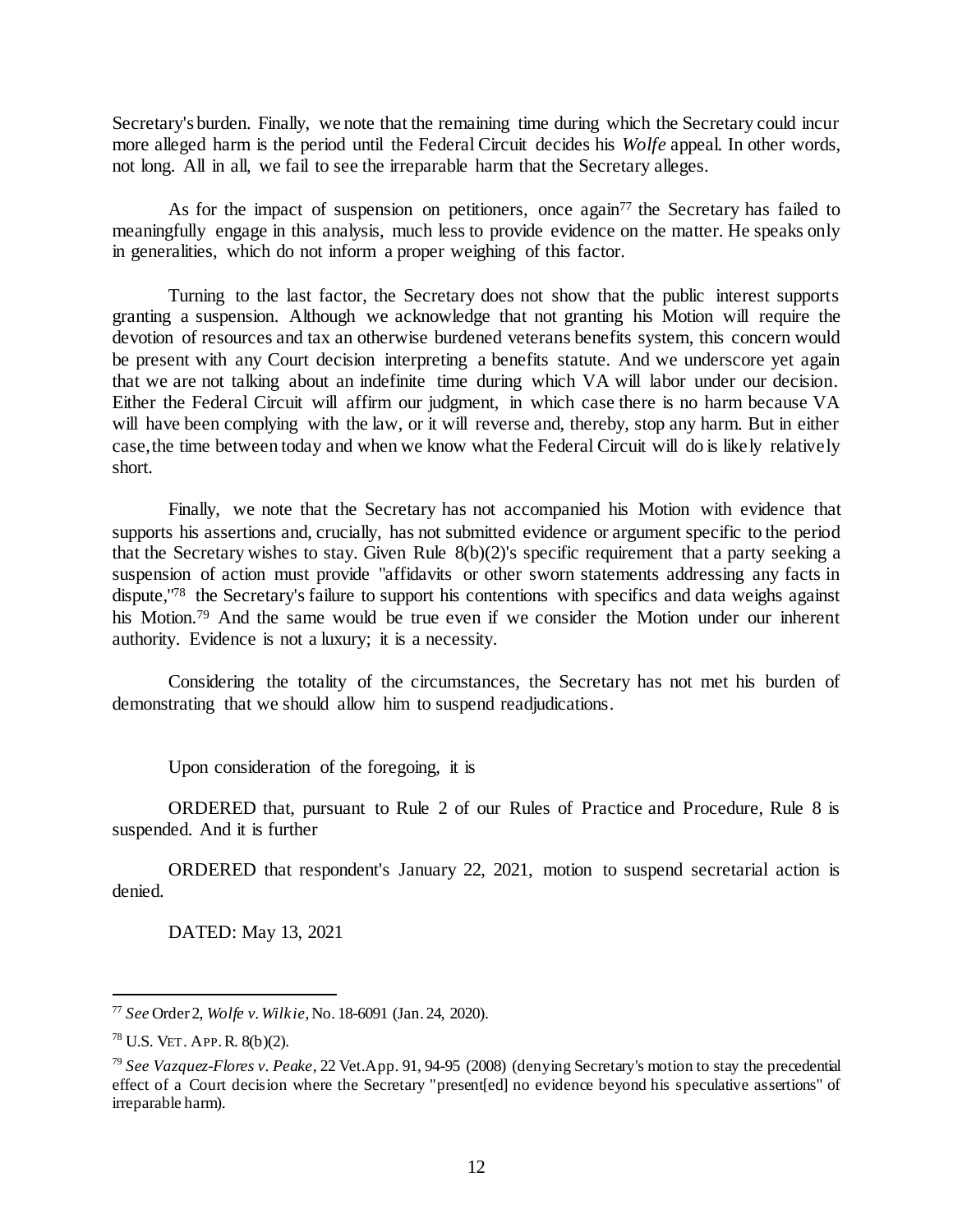Secretary's burden. Finally, we note that the remaining time during which the Secretary could incur more alleged harm is the period until the Federal Circuit decides his *Wolfe* appeal. In other words, not long. All in all, we fail to see the irreparable harm that the Secretary alleges.

As for the impact of suspension on petitioners, once again[77] the Secretary has failed to meaningfully engage in this analysis, much less to provide evidence on the matter. He speaks only in generalities, which do not inform a proper weighing of this factor.

Turning to the last factor, the Secretary does not show that the public interest supports granting a suspension. Although we acknowledge that not granting his Motion will require the devotion of resources and tax an otherwise burdened veterans benefits system, this concern would be present with any Court decision interpreting a benefits statute. And we underscore yet again that we are not talking about an indefinite time during which VA will labor under our decision. Either the Federal Circuit will affirm our judgment, in which case there is no harm because VA will have been complying with the law, or it will reverse and, thereby, stop any harm. But in either case, the time between today and when we know what the Federal Circuit will do is likely relatively short.

Finally, we note that the Secretary has not accompanied his Motion with evidence that supports his assertions and, crucially, has not submitted evidence or argument specific to the period that the Secretary wishes to stay. Given Rule 8(b)(2)'s specific requirement that a party seeking a suspension of action must provide "affidavits or other sworn statements addressing any facts in dispute,"[78] the Secretary's failure to support his contentions with specifics and data weighs against his Motion.[79] And the same would be true even if we consider the Motion under our inherent authority. Evidence is not a luxury; it is a necessity.

Considering the totality of the circumstances, the Secretary has not met his burden of demonstrating that we should allow him to suspend readjudications.

Upon consideration of the foregoing, it is

ORDERED that, pursuant to Rule 2 of our Rules of Practice and Procedure, Rule 8 is suspended. And it is further

ORDERED that respondent's January 22, 2021, motion to suspend secretarial action is denied.

DATED: May 13, 2021

---

[77] *See* Order 2, *Wolfe v. Wilkie*, No. 18-6091 (Jan. 24, 2020).

[78] U.S. VET. APP. R. 8(b)(2).

[79] *See Vazquez-Flores v. Peake*, 22 Vet.App. 91, 94-95 (2008) (denying Secretary's motion to stay the precedential effect of a Court decision where the Secretary "present[ed] no evidence beyond his speculative assertions" of irreparable harm).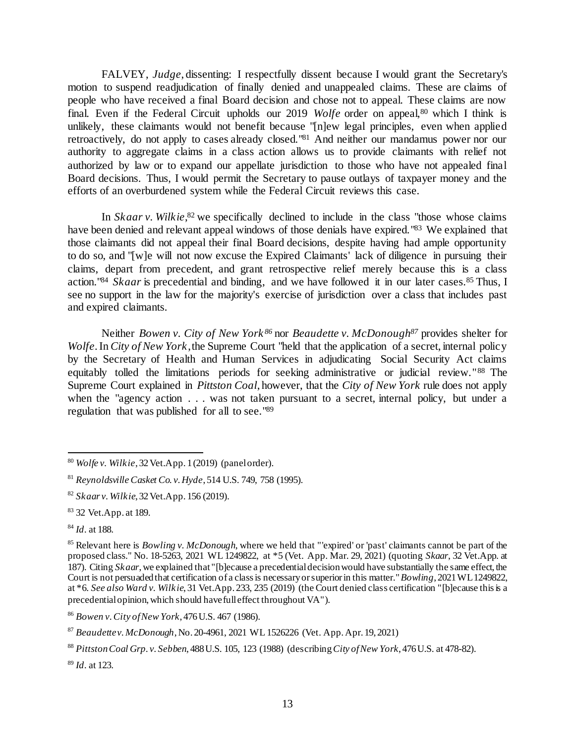FALVEY, *Judge*, dissenting: I respectfully dissent because I would grant the Secretary's motion to suspend readjudication of finally denied and unappealed claims. These are claims of people who have received a final Board decision and chose not to appeal. These claims are now final. Even if the Federal Circuit upholds our 2019 *Wolfe* order on appeal,[80] which I think is unlikely, these claimants would not benefit because "[n]ew legal principles, even when applied retroactively, do not apply to cases already closed."[81] And neither our mandamus power nor our authority to aggregate claims in a class action allows us to provide claimants with relief not authorized by law or to expand our appellate jurisdiction to those who have not appealed final Board decisions. Thus, I would permit the Secretary to pause outlays of taxpayer money and the efforts of an overburdened system while the Federal Circuit reviews this case.

In *Skaar v. Wilkie*,[82] we specifically declined to include in the class "those whose claims have been denied and relevant appeal windows of those denials have expired."[83] We explained that those claimants did not appeal their final Board decisions, despite having had ample opportunity to do so, and "[w]e will not now excuse the Expired Claimants' lack of diligence in pursuing their claims, depart from precedent, and grant retrospective relief merely because this is a class action."[84] *Skaar* is precedential and binding, and we have followed it in our later cases.[85] Thus, I see no support in the law for the majority's exercise of jurisdiction over a class that includes past and expired claimants.

Neither *Bowen v. City of New York*[86] nor *Beaudette v. McDonough*[87] provides shelter for *Wolfe*. In *City of New York*, the Supreme Court "held that the application of a secret, internal policy by the Secretary of Health and Human Services in adjudicating Social Security Act claims equitably tolled the limitations periods for seeking administrative or judicial review."[88] The Supreme Court explained in *Pittston Coal*, however, that the *City of New York* rule does not apply when the "agency action . . . was not taken pursuant to a secret, internal policy, but under a regulation that was published for all to see."[89]

---

[80] *Wolfe v. Wilkie*, 32 Vet.App. 1 (2019) (panel order).

[81] *Reynoldsville Casket Co. v. Hyde*, 514 U.S. 749, 758 (1995).

[82] *Skaar v. Wilkie*, 32 Vet.App. 156 (2019).

[83] 32 Vet.App. at 189.

[84] *Id*. at 188.

[85] Relevant here is *Bowling v. McDonough*, where we held that "'expired' or 'past' claimants cannot be part of the proposed class." No. 18-5263, 2021 WL 1249822, at *5 (Vet. App. Mar. 29, 2021) (quoting *Skaar*, 32 Vet.App. at 187). Citing *Skaar*, we explained that "[b]ecause a precedential decision would have substantially the same effect, the Court is not persuaded that certification of a class is necessary or superior in this matter." *Bowling*, 2021 WL 1249822, at *6. *See also Ward v. Wilkie*, 31 Vet.App. 233, 235 (2019) (the Court denied class certification "[b]ecause this is a precedential opinion, which should have full effect throughout VA").

[86] *Bowen v. City of New York*, 476 U.S. 467 (1986).

[87] *Beaudette v. McDonough*, No. 20-4961, 2021 WL 1526226 (Vet. App. Apr. 19, 2021)

[88] *Pittston Coal Grp. v. Sebben*, 488 U.S. 105, 123 (1988) (describing *City of New York*, 476 U.S. at 478-82).

[89] *Id*. at 123.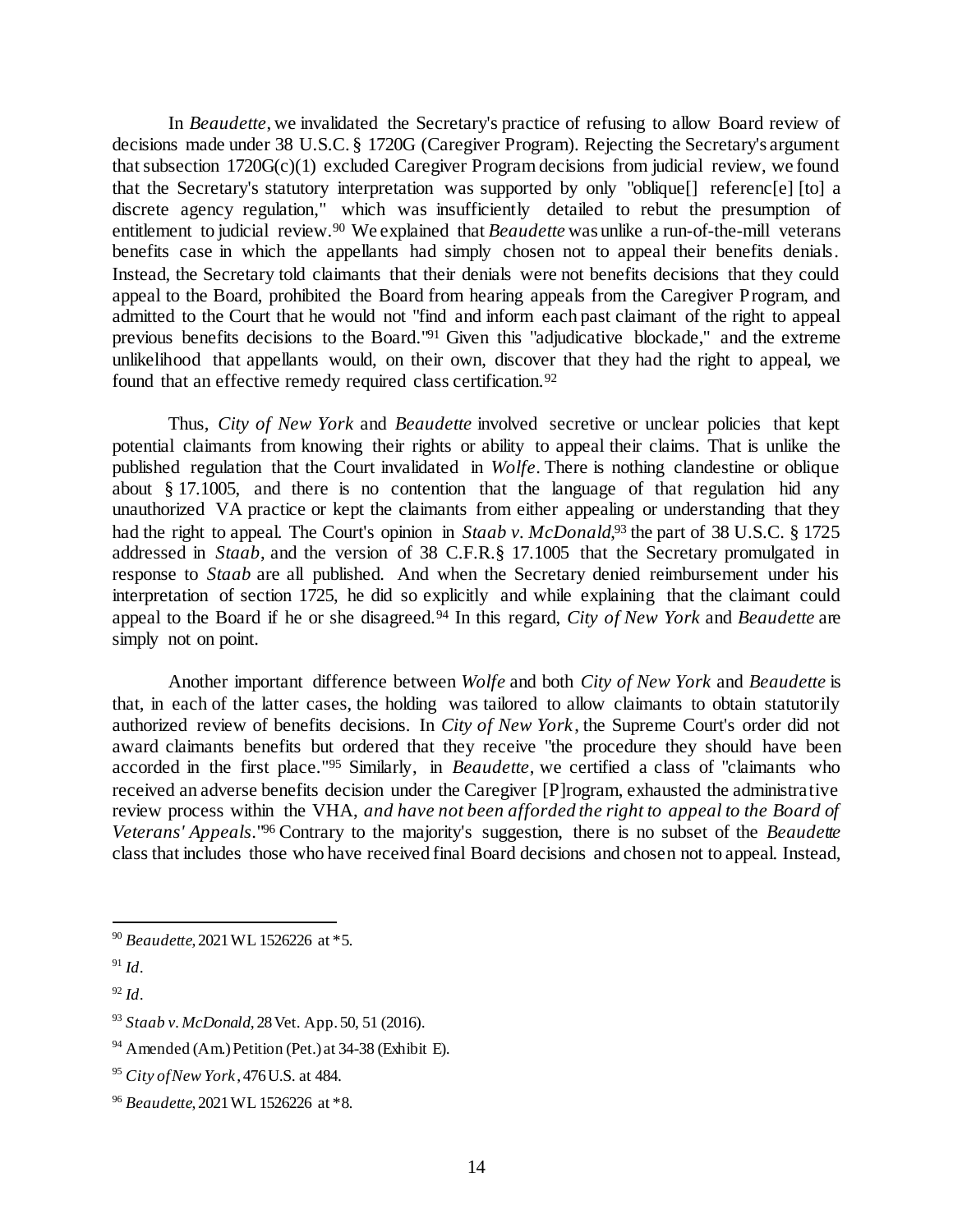In *Beaudette*, we invalidated the Secretary's practice of refusing to allow Board review of decisions made under 38 U.S.C. § 1720G (Caregiver Program). Rejecting the Secretary's argument that subsection 1720G(c)(1) excluded Caregiver Program decisions from judicial review, we found that the Secretary's statutory interpretation was supported by only "oblique[] referenc[e] [to] a discrete agency regulation," which was insufficiently detailed to rebut the presumption of entitlement to judicial review.[90] We explained that *Beaudette* was unlike a run-of-the-mill veterans benefits case in which the appellants had simply chosen not to appeal their benefits denials. Instead, the Secretary told claimants that their denials were not benefits decisions that they could appeal to the Board, prohibited the Board from hearing appeals from the Caregiver Program, and admitted to the Court that he would not "find and inform each past claimant of the right to appeal previous benefits decisions to the Board."[91] Given this "adjudicative blockade," and the extreme unlikelihood that appellants would, on their own, discover that they had the right to appeal, we found that an effective remedy required class certification.[92]

Thus, *City of New York* and *Beaudette* involved secretive or unclear policies that kept potential claimants from knowing their rights or ability to appeal their claims. That is unlike the published regulation that the Court invalidated in *Wolfe*. There is nothing clandestine or oblique about § 17.1005, and there is no contention that the language of that regulation hid any unauthorized VA practice or kept the claimants from either appealing or understanding that they had the right to appeal. The Court's opinion in *Staab v. McDonald*,[93] the part of 38 U.S.C. § 1725 addressed in *Staab*, and the version of 38 C.F.R.§ 17.1005 that the Secretary promulgated in response to *Staab* are all published. And when the Secretary denied reimbursement under his interpretation of section 1725, he did so explicitly and while explaining that the claimant could appeal to the Board if he or she disagreed.[94] In this regard, *City of New York* and *Beaudette* are simply not on point.

Another important difference between *Wolfe* and both *City of New York* and *Beaudette* is that, in each of the latter cases, the holding was tailored to allow claimants to obtain statutorily authorized review of benefits decisions. In *City of New York*, the Supreme Court's order did not award claimants benefits but ordered that they receive "the procedure they should have been accorded in the first place."[95] Similarly, in *Beaudette*, we certified a class of "claimants who received an adverse benefits decision under the Caregiver [P]rogram, exhausted the administrative review process within the VHA, *and have not been afforded the right to appeal to the Board of Veterans' Appeals*."[96] Contrary to the majority's suggestion, there is no subset of the *Beaudette* class that includes those who have received final Board decisions and chosen not to appeal. Instead,

---

[90] *Beaudette*, 2021 WL 1526226 at *5.

[91] *Id*.

[92] *Id*.

[93] *Staab v. McDonald*, 28 Vet. App. 50, 51 (2016).

[94] Amended (Am.) Petition (Pet.) at 34-38 (Exhibit E).

[95] *City of New York*, 476 U.S. at 484.

[96] *Beaudette*, 2021 WL 1526226 at *8.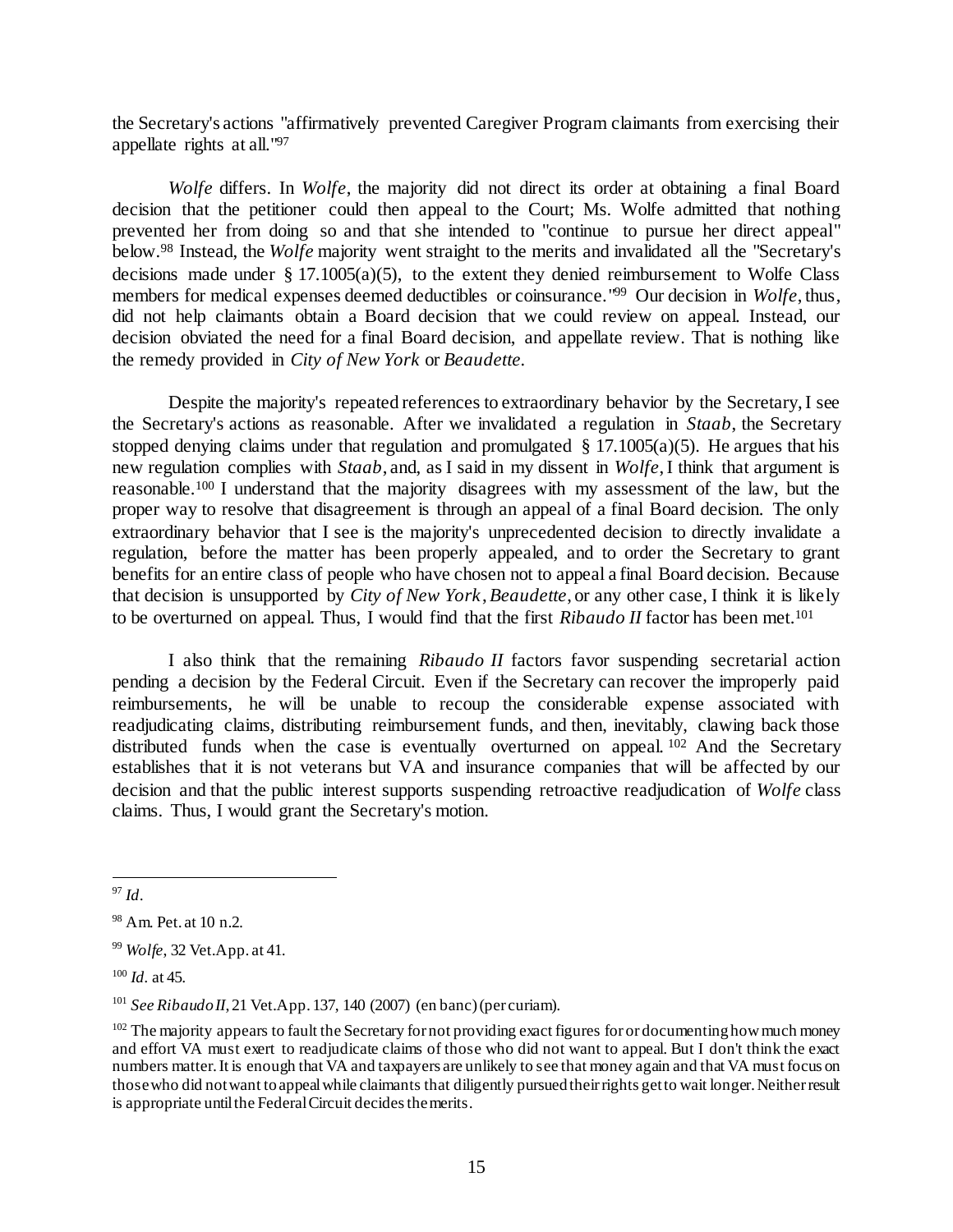the Secretary's actions "affirmatively prevented Caregiver Program claimants from exercising their appellate rights at all."[97]

*Wolfe* differs. In *Wolfe*, the majority did not direct its order at obtaining a final Board decision that the petitioner could then appeal to the Court; Ms. Wolfe admitted that nothing prevented her from doing so and that she intended to "continue to pursue her direct appeal" below.[98] Instead, the *Wolfe* majority went straight to the merits and invalidated all the "Secretary's decisions made under § 17.1005(a)(5), to the extent they denied reimbursement to Wolfe Class members for medical expenses deemed deductibles or coinsurance."[99] Our decision in *Wolfe*, thus, did not help claimants obtain a Board decision that we could review on appeal. Instead, our decision obviated the need for a final Board decision, and appellate review. That is nothing like the remedy provided in *City of New York* or *Beaudette*.

Despite the majority's repeated references to extraordinary behavior by the Secretary, I see the Secretary's actions as reasonable. After we invalidated a regulation in *Staab*, the Secretary stopped denying claims under that regulation and promulgated § 17.1005(a)(5). He argues that his new regulation complies with *Staab*, and, as I said in my dissent in *Wolfe*, I think that argument is reasonable.[100] I understand that the majority disagrees with my assessment of the law, but the proper way to resolve that disagreement is through an appeal of a final Board decision. The only extraordinary behavior that I see is the majority's unprecedented decision to directly invalidate a regulation, before the matter has been properly appealed, and to order the Secretary to grant benefits for an entire class of people who have chosen not to appeal a final Board decision. Because that decision is unsupported by *City of New York*, *Beaudette*, or any other case, I think it is likely to be overturned on appeal. Thus, I would find that the first *Ribaudo II* factor has been met.[101]

I also think that the remaining *Ribaudo II* factors favor suspending secretarial action pending a decision by the Federal Circuit. Even if the Secretary can recover the improperly paid reimbursements, he will be unable to recoup the considerable expense associated with readjudicating claims, distributing reimbursement funds, and then, inevitably, clawing back those distributed funds when the case is eventually overturned on appeal.[102] And the Secretary establishes that it is not veterans but VA and insurance companies that will be affected by our decision and that the public interest supports suspending retroactive readjudication of *Wolfe* class claims. Thus, I would grant the Secretary's motion.

---

[97] *Id*.

[98] Am. Pet. at 10 n.2.

[99] *Wolfe*, 32 Vet.App. at 41.

[100] *Id*. at 45.

[101] *See Ribaudo II*, 21 Vet.App. 137, 140 (2007) (en banc) (per curiam).

[102] The majority appears to fault the Secretary for not providing exact figures for or documenting how much money and effort VA must exert to readjudicate claims of those who did not want to appeal. But I don't think the exact numbers matter. It is enough that VA and taxpayers are unlikely to see that money again and that VA must focus on those who did not want to appeal while claimants that diligently pursued their rights get to wait longer. Neither result is appropriate until the Federal Circuit decides the merits.